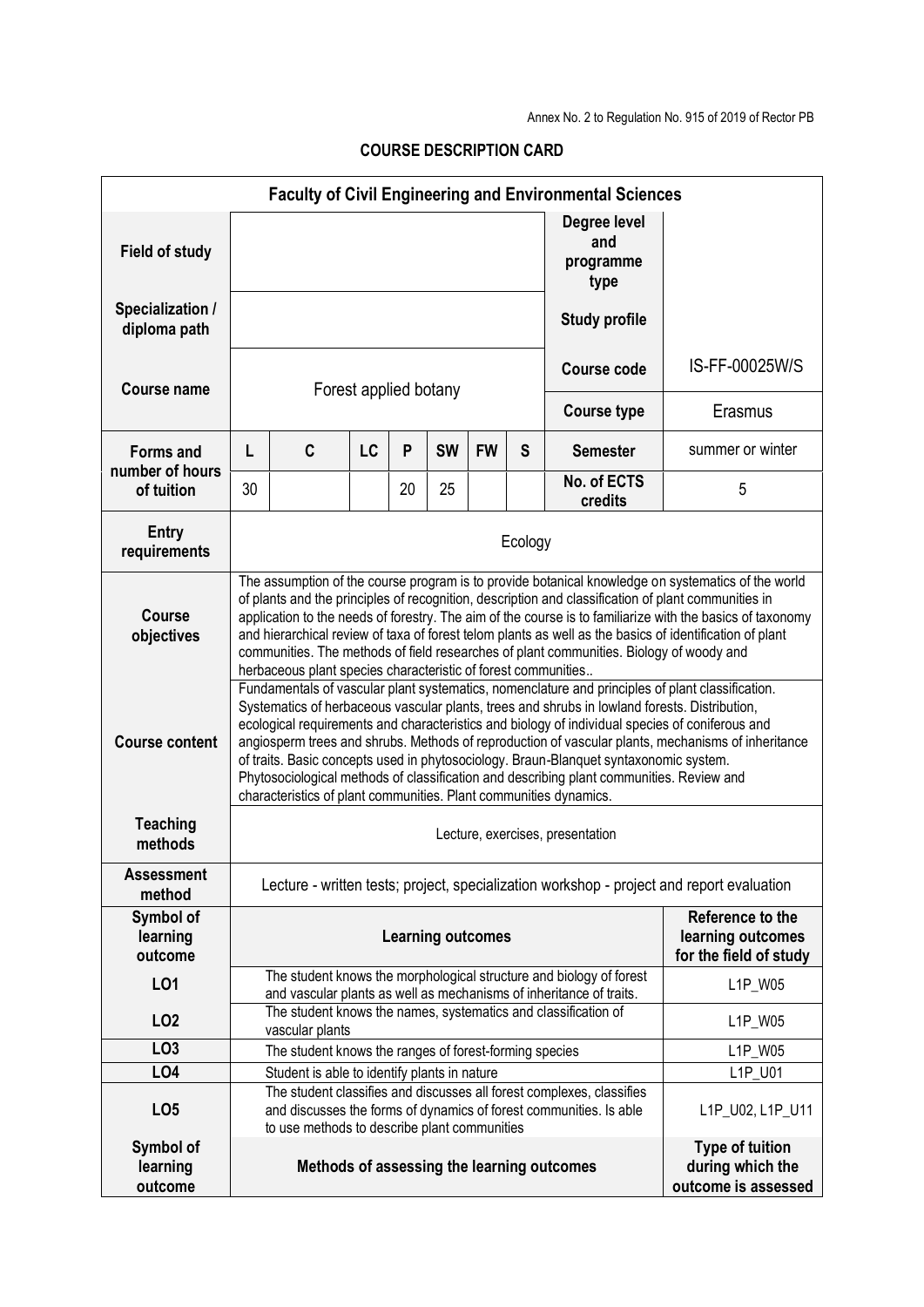Annex No. 2 to Regulation No. 915 of 2019 of Rector PB

# COURSE DESCRIPTION CARD

| Faculty of Civil Engineering and Environmental Sciences | | | | | | | | | |
|---|---|---|---|---|---|---|---|---|---|
| **Field of study** | | | | | | | | **Degree level and programme type** | |
| **Specialization / diploma path** | | | | | | | | **Study profile** | |
| **Course name** | Forest applied botany | | | | | | | **Course code** | IS-FF-00025W/S |
| | | | | | | | | **Course type** | Erasmus |
| **Forms and number of hours of tuition** | **L** | **C** | **LC** | **P** | **SW** | **FW** | **S** | **Semester** | summer or winter |
| | 30 | | | 20 | 25 | | | **No. of ECTS credits** | 5 |
| **Entry requirements** | Ecology | | | | | | | | |
| **Course objectives** | The assumption of the course program is to provide botanical knowledge on systematics of the world of plants and the principles of recognition, description and classification of plant communities in application to the needs of forestry. The aim of the course is to familiarize with the basics of taxonomy and hierarchical review of taxa of forest telom plants as well as the basics of identification of plant communities. The methods of field researches of plant communities. Biology of woody and herbaceous plant species characteristic of forest communities.. | | | | | | | | |
| **Course content** | Fundamentals of vascular plant systematics, nomenclature and principles of plant classification. Systematics of herbaceous vascular plants, trees and shrubs in lowland forests. Distribution, ecological requirements and characteristics and biology of individual species of coniferous and angiosperm trees and shrubs. Methods of reproduction of vascular plants, mechanisms of inheritance of traits. Basic concepts used in phytosociology. Braun-Blanquet syntaxonomic system. Phytosociological methods of classification and describing plant communities. Review and characteristics of plant communities. Plant communities dynamics. | | | | | | | | |
| **Teaching methods** | Lecture, exercises, presentation | | | | | | | | |
| **Assessment method** | Lecture - written tests; project, specialization workshop - project and report evaluation | | | | | | | | |
| **Symbol of learning outcome** | **Learning outcomes** | | | | | | | | **Reference to the learning outcomes for the field of study** |
| **LO1** | The student knows the morphological structure and biology of forest and vascular plants as well as mechanisms of inheritance of traits. | | | | | | | | L1P_W05 |
| **LO2** | The student knows the names, systematics and classification of vascular plants | | | | | | | | L1P_W05 |
| **LO3** | The student knows the ranges of forest-forming species | | | | | | | | L1P_W05 |
| **LO4** | Student is able to identify plants in nature | | | | | | | | L1P_U01 |
| **LO5** | The student classifies and discusses all forest complexes, classifies and discusses the forms of dynamics of forest communities. Is able to use methods to describe plant communities | | | | | | | | L1P_U02, L1P_U11 |
| **Symbol of learning outcome** | **Methods of assessing the learning outcomes** | | | | | | | | **Type of tuition during which the outcome is assessed** |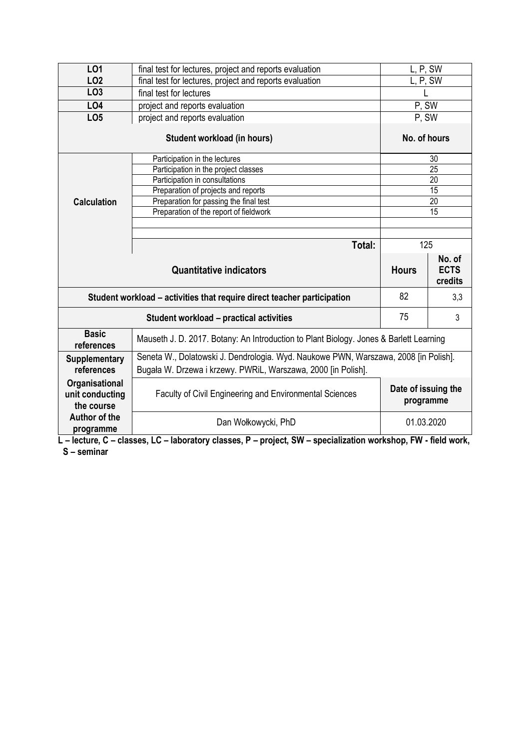| | | | |
|---|---|---|---|
| **LO1** | final test for lectures, project and reports evaluation | L, P, SW | |
| **LO2** | final test for lectures, project and reports evaluation | L, P, SW | |
| **LO3** | final test for lectures | L | |
| **LO4** | project and reports evaluation | P, SW | |
| **LO5** | project and reports evaluation | P, SW | |
| **Student workload (in hours)** | | **No. of hours** | |
| **Calculation** | Participation in the lectures | 30 | |
| | Participation in the project classes | 25 | |
| | Participation in consultations | 20 | |
| | Preparation of projects and reports | 15 | |
| | Preparation for passing the final test | 20 | |
| | Preparation of the report of fieldwork | 15 | |
| | | | |
| | | | |
| | **Total:** | 125 | |
| **Quantitative indicators** | | **Hours** | **No. of ECTS credits** |
| **Student workload – activities that require direct teacher participation** | | 82 | 3,3 |
| **Student workload – practical activities** | | 75 | 3 |
| **Basic references** | Mauseth J. D. 2017. Botany: An Introduction to Plant Biology. Jones & Barlett Learning | | |
| **Supplementary references** | Seneta W., Dolatowski J. Dendrologia. Wyd. Naukowe PWN, Warszawa, 2008 [in Polish]. Bugała W. Drzewa i krzewy. PWRiL, Warszawa, 2000 [in Polish]. | | |
| **Organisational unit conducting the course** | Faculty of Civil Engineering and Environmental Sciences | **Date of issuing the programme** | |
| **Author of the programme** | Dan Wołkowycki, PhD | 01.03.2020 | |

**L – lecture, C – classes, LC – laboratory classes, P – project, SW – specialization workshop, FW - field work, S – seminar**